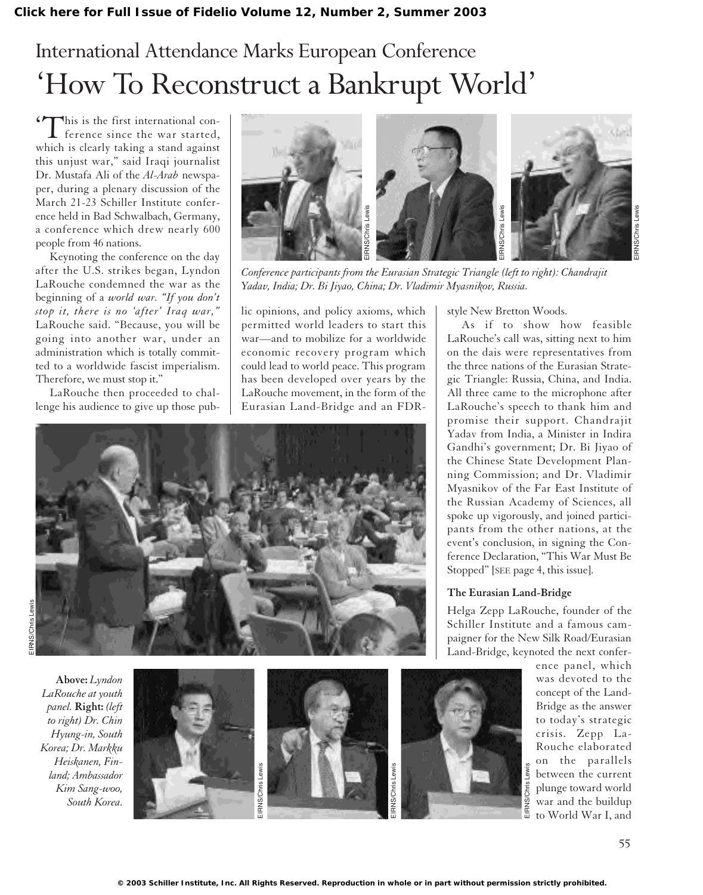International Attendance Marks European Conference

# 'How To Reconstruct a Bankrupt World'

'This is the first international conference since the war started, which is clearly taking a stand against this unjust war," said Iraqi journalist Dr. Mustafa Ali of the *Al-Arab* newspaper, during a plenary discussion of the March 21-23 Schiller Institute conference held in Bad Schwalbach, Germany, a conference which drew nearly 600 people from 46 nations.

Keynoting the conference on the day after the U.S. strikes began, Lyndon LaRouche condemned the war as the beginning of a *world war*. *"If you don't stop it, there is no 'after' Iraq war,"* LaRouche said. "Because, you will be going into another war, under an administration which is totally committed to a worldwide fascist imperialism. Therefore, we must stop it."

LaRouche then proceeded to challenge his audience to give up those public opinions, and policy axioms, which permitted world leaders to start this war—and to mobilize for a worldwide economic recovery program which could lead to world peace. This program has been developed over years by the LaRouche movement, in the form of the Eurasian Land-Bridge and an FDR-style New Bretton Woods.

*Conference participants from the Eurasian Strategic Triangle (left to right): Chandrajit Yadav, India; Dr. Bi Jiyao, China; Dr. Vladimir Myasnikov, Russia.*

As if to show how feasible LaRouche's call was, sitting next to him on the dais were representatives from the three nations of the Eurasian Strategic Triangle: Russia, China, and India. All three came to the microphone after LaRouche's speech to thank him and promise their support. Chandrajit Yadav from India, a Minister in Indira Gandhi's government; Dr. Bi Jiyao of the Chinese State Development Planning Commission; and Dr. Vladimir Myasnikov of the Far East Institute of the Russian Academy of Sciences, all spoke up vigorously, and joined participants from the other nations, at the event's conclusion, in signing the Conference Declaration, "This War Must Be Stopped" [SEE page 4, this issue].

### The Eurasian Land-Bridge

Helga Zepp LaRouche, founder of the Schiller Institute and a famous campaigner for the New Silk Road/Eurasian Land-Bridge, keynoted the next conference panel, which was devoted to the concept of the Land-Bridge as the answer to today's strategic crisis. Zepp LaRouche elaborated on the parallels between the current plunge toward world war and the buildup to World War I, and

**Above:** *Lyndon LaRouche at youth panel.* **Right:** *(left to right) Dr. Chin Hyung-in, South Korea; Dr. Markku Heiskanen, Finland; Ambassador Kim Sang-woo, South Korea.*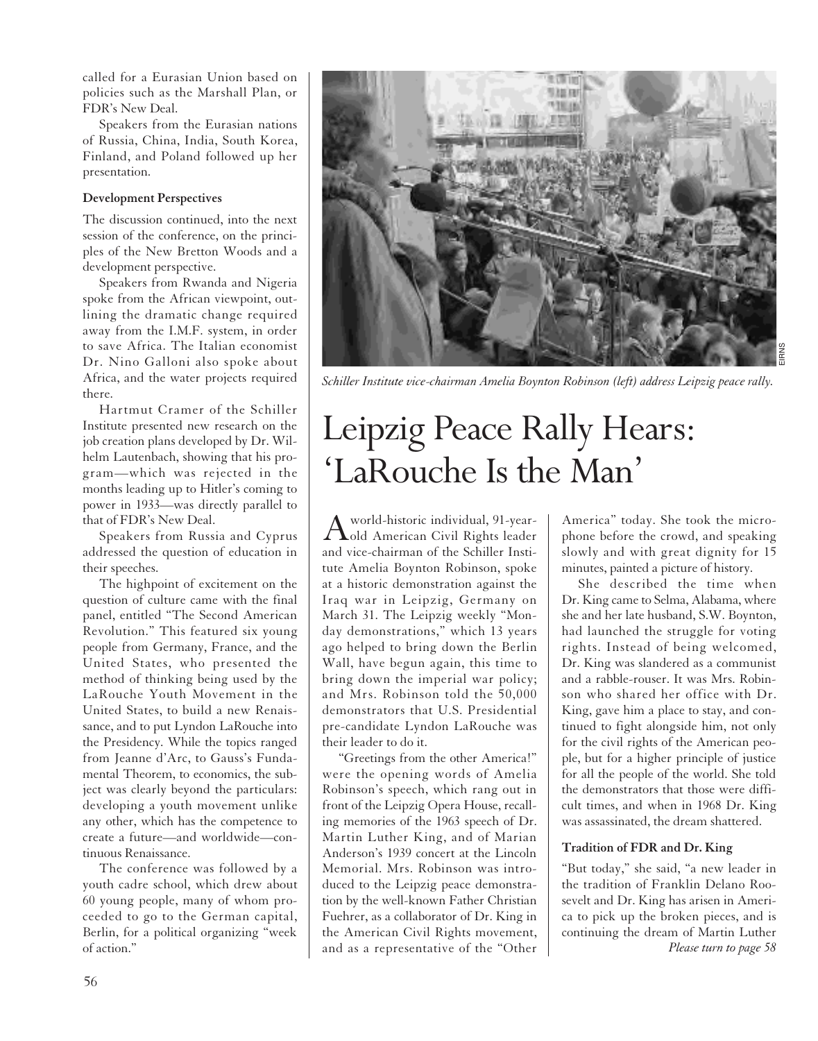called for a Eurasian Union based on policies such as the Marshall Plan, or FDR's New Deal.

Speakers from the Eurasian nations of Russia, China, India, South Korea, Finland, and Poland followed up her presentation.

**Development Perspectives**

The discussion continued, into the next session of the conference, on the principles of the New Bretton Woods and a development perspective.

Speakers from Rwanda and Nigeria spoke from the African viewpoint, outlining the dramatic change required away from the I.M.F. system, in order to save Africa. The Italian economist Dr. Nino Galloni also spoke about Africa, and the water projects required there.

Hartmut Cramer of the Schiller Institute presented new research on the job creation plans developed by Dr. Wilhelm Lautenbach, showing that his program—which was rejected in the months leading up to Hitler's coming to power in 1933—was directly parallel to that of FDR's New Deal.

Speakers from Russia and Cyprus addressed the question of education in their speeches.

The highpoint of excitement on the question of culture came with the final panel, entitled "The Second American Revolution." This featured six young people from Germany, France, and the United States, who presented the method of thinking being used by the LaRouche Youth Movement in the United States, to build a new Renaissance, and to put Lyndon LaRouche into the Presidency. While the topics ranged from Jeanne d'Arc, to Gauss's Fundamental Theorem, to economics, the subject was clearly beyond the particulars: developing a youth movement unlike any other, which has the competence to create a future—and worldwide—continuous Renaissance.

The conference was followed by a youth cadre school, which drew about 60 young people, many of whom proceeded to go to the German capital, Berlin, for a political organizing "week of action."

EIRNS

*Schiller Institute vice-chairman Amelia Boynton Robinson (left) address Leipzig peace rally.*

# Leipzig Peace Rally Hears: 'LaRouche Is the Man'

A world-historic individual, 91-year-old American Civil Rights leader and vice-chairman of the Schiller Institute Amelia Boynton Robinson, spoke at a historic demonstration against the Iraq war in Leipzig, Germany on March 31. The Leipzig weekly "Monday demonstrations," which 13 years ago helped to bring down the Berlin Wall, have begun again, this time to bring down the imperial war policy; and Mrs. Robinson told the 50,000 demonstrators that U.S. Presidential pre-candidate Lyndon LaRouche was their leader to do it.

"Greetings from the other America!" were the opening words of Amelia Robinson's speech, which rang out in front of the Leipzig Opera House, recalling memories of the 1963 speech of Dr. Martin Luther King, and of Marian Anderson's 1939 concert at the Lincoln Memorial. Mrs. Robinson was introduced to the Leipzig peace demonstration by the well-known Father Christian Fuehrer, as a collaborator of Dr. King in the American Civil Rights movement, and as a representative of the "Other America" today. She took the microphone before the crowd, and speaking slowly and with great dignity for 15 minutes, painted a picture of history.

She described the time when Dr. King came to Selma, Alabama, where she and her late husband, S.W. Boynton, had launched the struggle for voting rights. Instead of being welcomed, Dr. King was slandered as a communist and a rabble-rouser. It was Mrs. Robinson who shared her office with Dr. King, gave him a place to stay, and continued to fight alongside him, not only for the civil rights of the American people, but for a higher principle of justice for all the people of the world. She told the demonstrators that those were difficult times, and when in 1968 Dr. King was assassinated, the dream shattered.

**Tradition of FDR and Dr. King**

"But today," she said, "a new leader in the tradition of Franklin Delano Roosevelt and Dr. King has arisen in America to pick up the broken pieces, and is continuing the dream of Martin Luther

*Please turn to page 58*